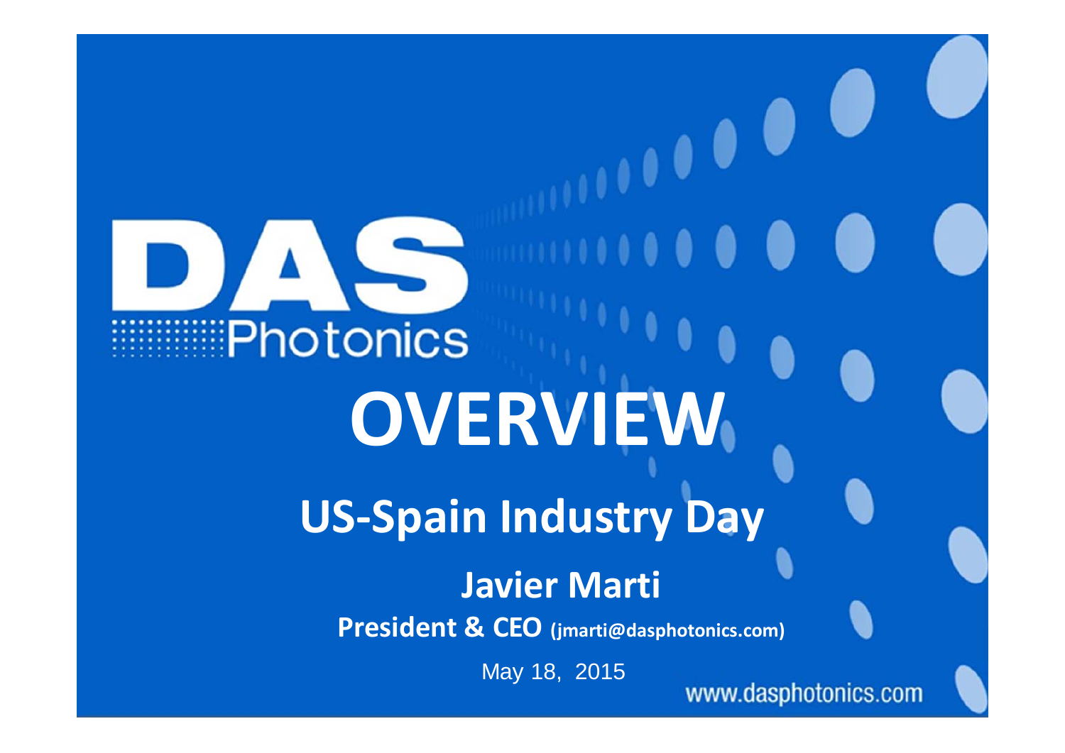DAS Photonics

# OVERVIEW

## US-Spain Industry Day

### Javier Marti

**President & CEO (jmarti@dasphotonics.com)**

May 18, 2015

www.dasphotonics.com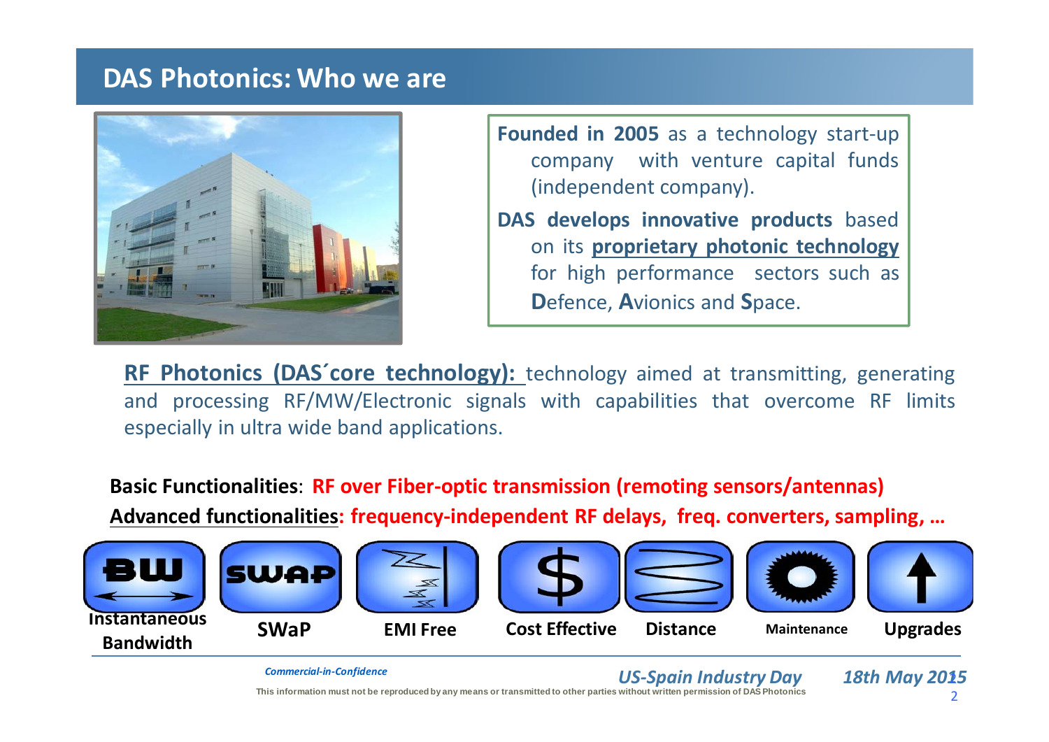# DAS Photonics: Who we are

**Founded in 2005** as a technology start-up company with venture capital funds (independent company).

**DAS develops innovative products** based on its **proprietary photonic technology** for high performance sectors such as **D**efence, **A**vionics and **S**pace.

**RF Photonics (DAS´core technology):** technology aimed at transmitting, generating and processing RF/MW/Electronic signals with capabilities that overcome RF limits especially in ultra wide band applications.

**Basic Functionalities**: **RF over Fiber-optic transmission (remoting sensors/antennas)**

**Advanced functionalities: frequency-independent RF delays, freq. converters, sampling, …**

**Instantaneous Bandwidth** | **SWaP** | **EMI Free** | **Cost Effective** | **Distance** | **Maintenance** | **Upgrades**

*Commercial-in-Confidence*

This information must not be reproduced by any means or transmitted to other parties without written permission of DAS Photonics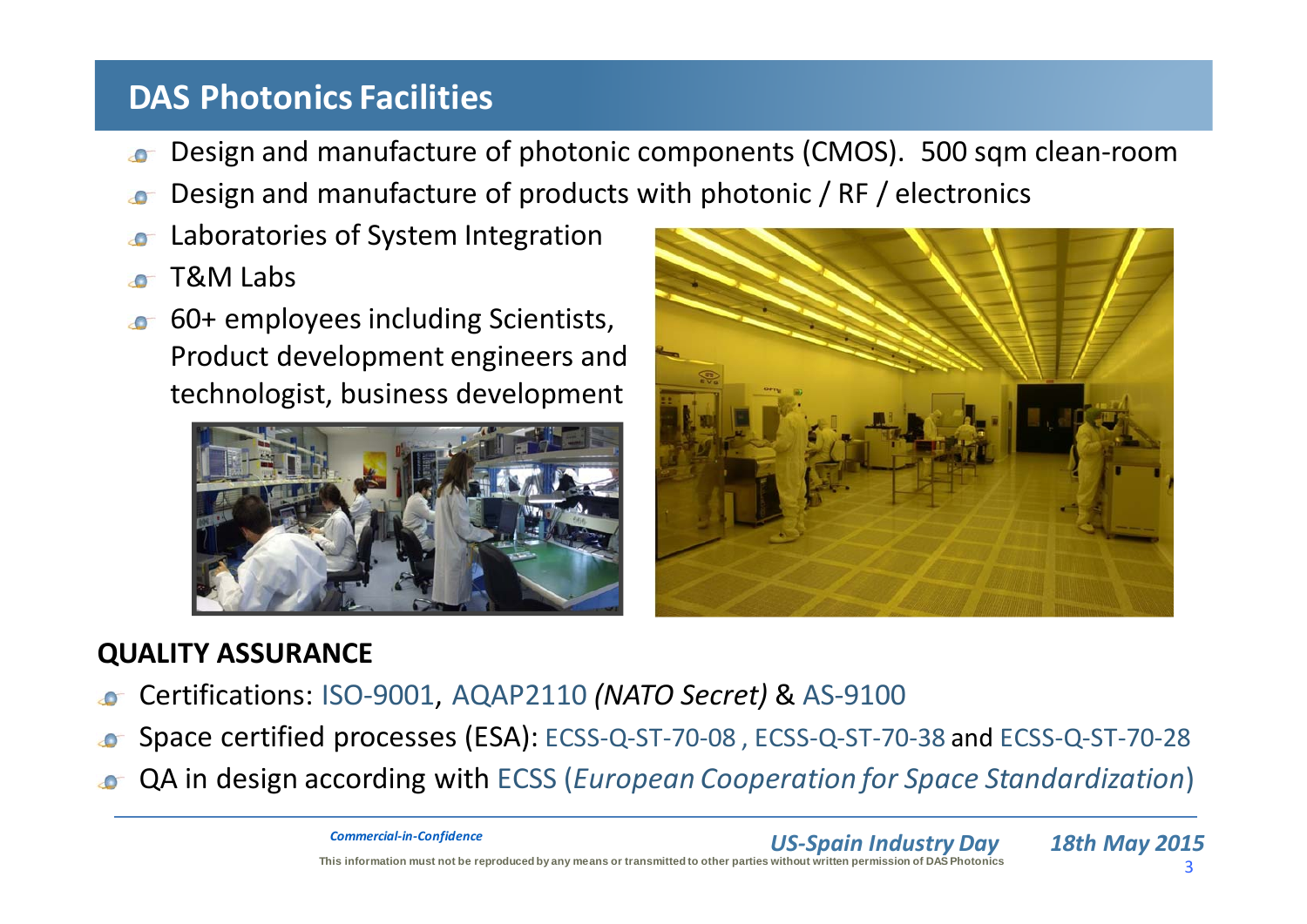## DAS Photonics Facilities

- Design and manufacture of photonic components (CMOS). 500 sqm clean-room
- Design and manufacture of products with photonic / RF / electronics
- Laboratories of System Integration
- T&M Labs
- 60+ employees including Scientists, Product development engineers and technologist, business development

### QUALITY ASSURANCE

- Certifications: ISO-9001, AQAP2110 *(NATO Secret)* & AS-9100
- Space certified processes (ESA): ECSS-Q-ST-70-08 , ECSS-Q-ST-70-38 and ECSS-Q-ST-70-28
- QA in design according with ECSS (*European Cooperation for Space Standardization*)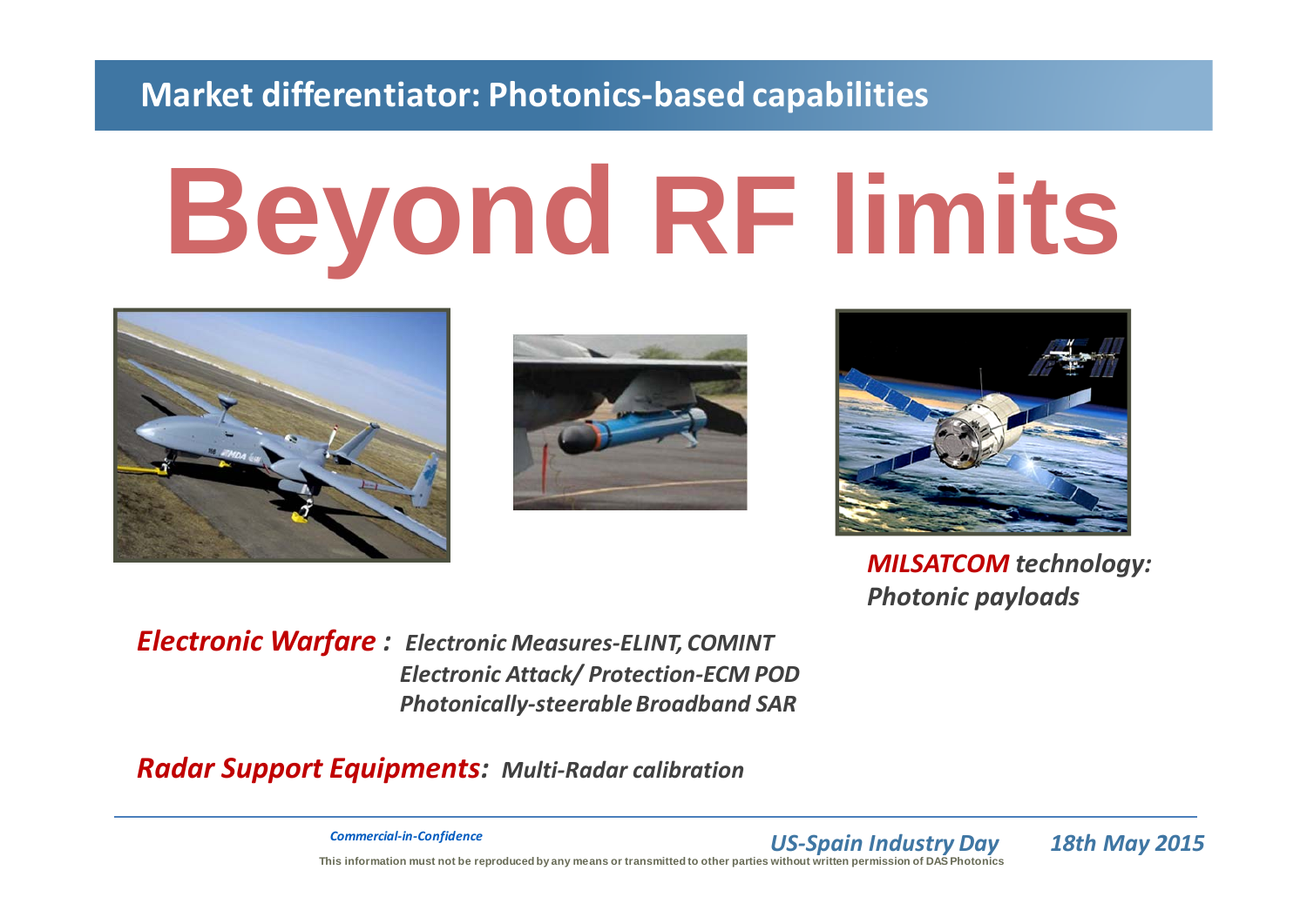## Market differentiator: Photonics-based capabilities

# Beyond RF limits

***MILSATCOM** technology: Photonic payloads*

***Electronic Warfare :*** *Electronic Measures-ELINT, COMINT*
*Electronic Attack/ Protection-ECM POD*
*Photonically-steerable Broadband SAR*

***Radar Support Equipments:*** *Multi-Radar calibration*

*Commercial-in-Confidence*

This information must not be reproduced by any means or transmitted to other parties without written permission of DAS Photonics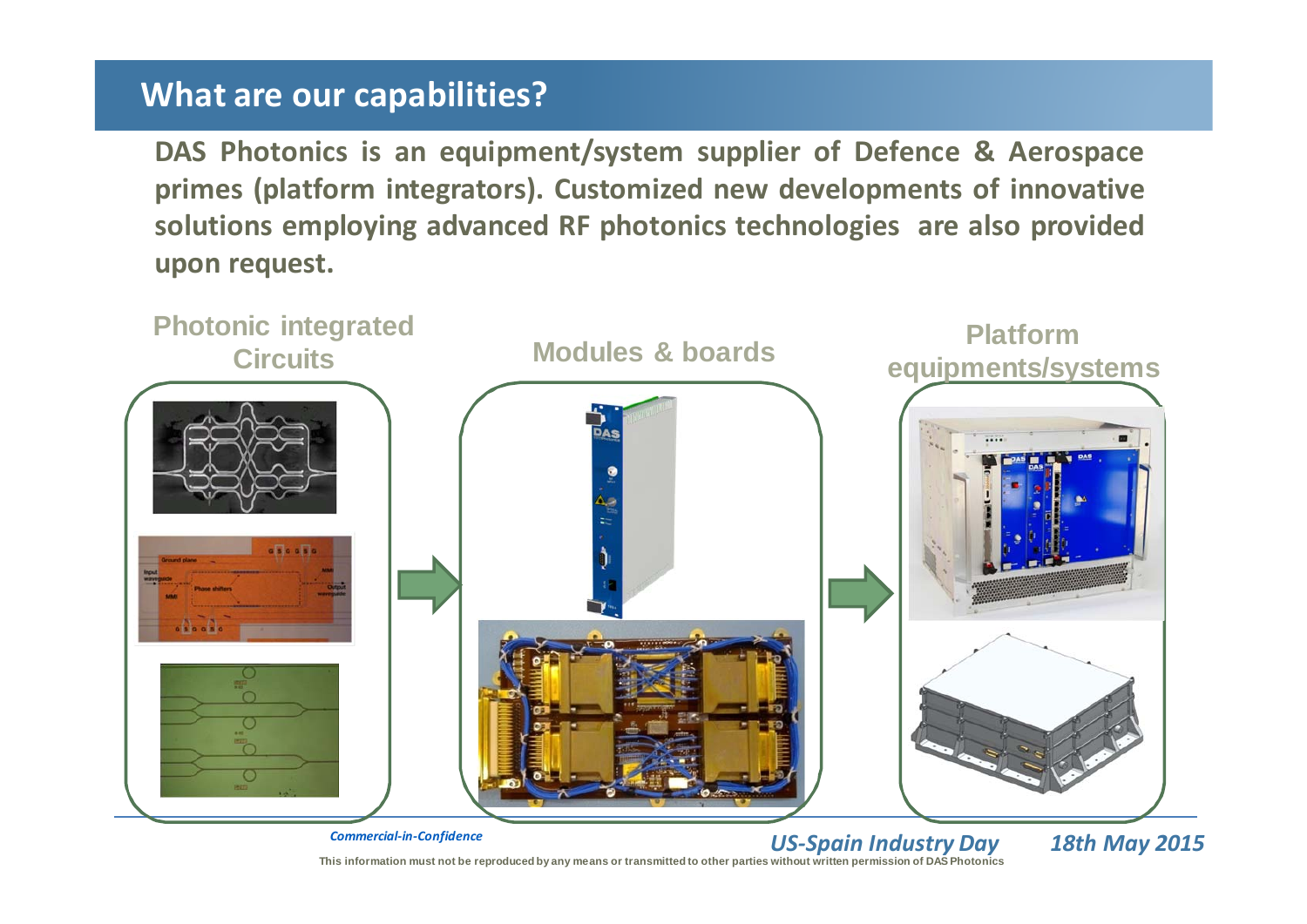## What are our capabilities?

**DAS Photonics is an equipment/system supplier of Defence & Aerospace primes (platform integrators). Customized new developments of innovative solutions employing advanced RF photonics technologies are also provided upon request.**

**Photonic integrated Circuits** → **Modules & boards** → **Platform equipments/systems**

*Commercial-in-Confidence*

This information must not be reproduced by any means or transmitted to other parties without written permission of DAS Photonics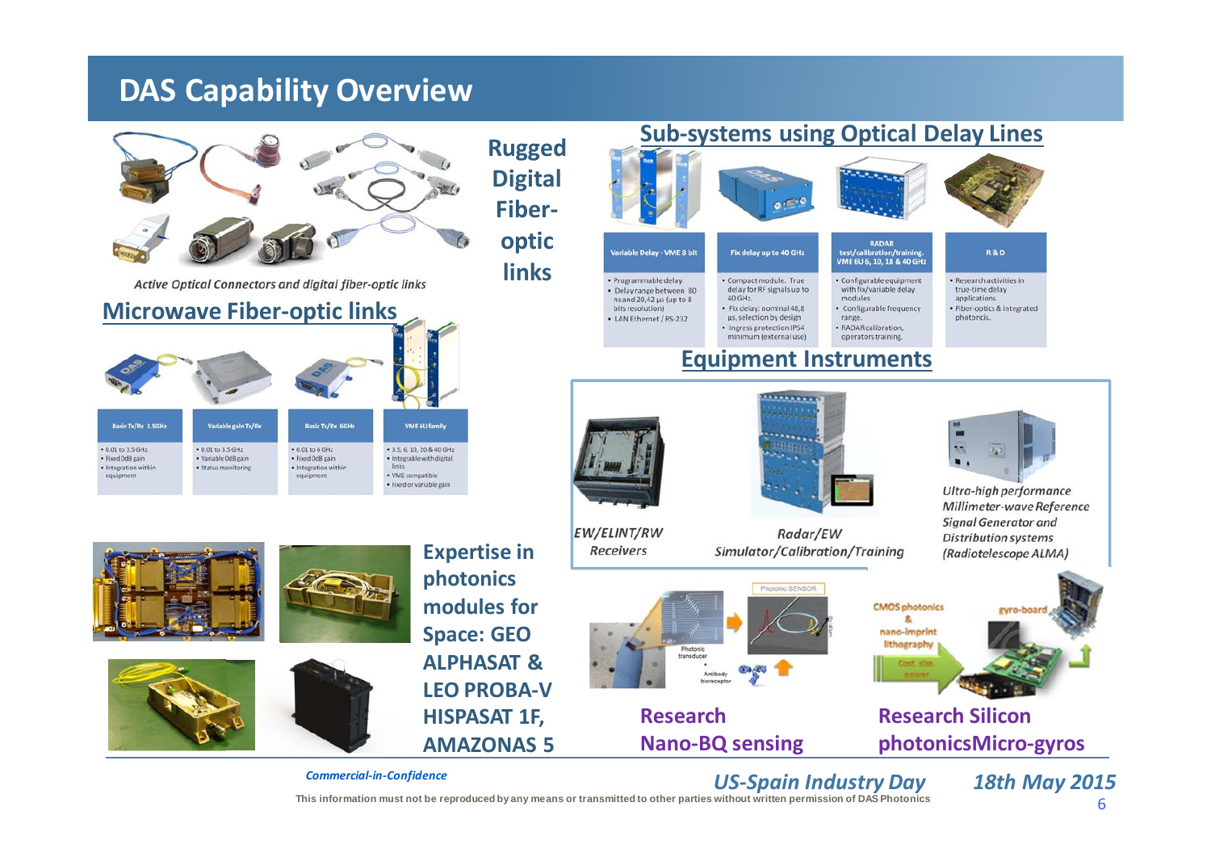# DAS Capability Overview

## Rugged Digital Fiber-optic links

*Active Optical Connectors and digital fiber-optic links*

## Microwave Fiber-optic links

| Basic Tx/Rx 3.5GHz | Variable gain Tx/Rx | Basic Tx/Rx 6GHz | VME 6U family |
|---|---|---|---|
| • 0.01 to 3.5 GHz • Fixed 0dB gain • Integration within equipment | • 0.01 to 3.5 GHz • Variable 0dB gain • Status monitoring | • 0.01 to 6 GHz • Fixed 0dB gain • Integration within equipment | • 3.5, 6, 10, 20 & 40 GHz • Integrable with digital links • VME compatible • Fixed or variable gain |

## Sub-systems using Optical Delay Lines

| Variable Delay - VME 8 bit | Fix delay up to 40 GHz | RADAR test/calibration/training. VME 6U 6, 10, 18 & 40 GHz | R & D |
|---|---|---|---|
| • Programmable delay. • Delay range between 80 ns and 20,42 µs (up to 8 bits resolution) • LAN Ethernet / RS-232 | • Compact module. True delay for RF signals up to 40 GHz. • Fix delay: nominal 48,8 µs, selection by design • Ingress protection IP54 minimum (external use) | • Configurable equipment with fix/variable delay modules • Configurable frequency range. • RADAR calibration, operators training. | • Research activities in true-time delay applications • Fiber-optics & integrated photoncis. |

## Equipment Instruments

*EW/ELINT/RW Receivers*

*Radar/EW Simulator/Calibration/Training*

*Ultra-high performance Millimeter-wave Reference Signal Generator and Distribution systems (Radiotelescope ALMA)*

## Expertise in photonics modules for Space: GEO ALPHASAT & LEO PROBA-V HISPASAT 1F, AMAZONAS 5

## Research Nano-BQ sensing

## Research Silicon photonicsMicro-gyros

*Commercial-in-Confidence*

*US-Spain Industry Day* *18th May 2015*

This information must not be reproduced by any means or transmitted to other parties without written permission of DAS Photonics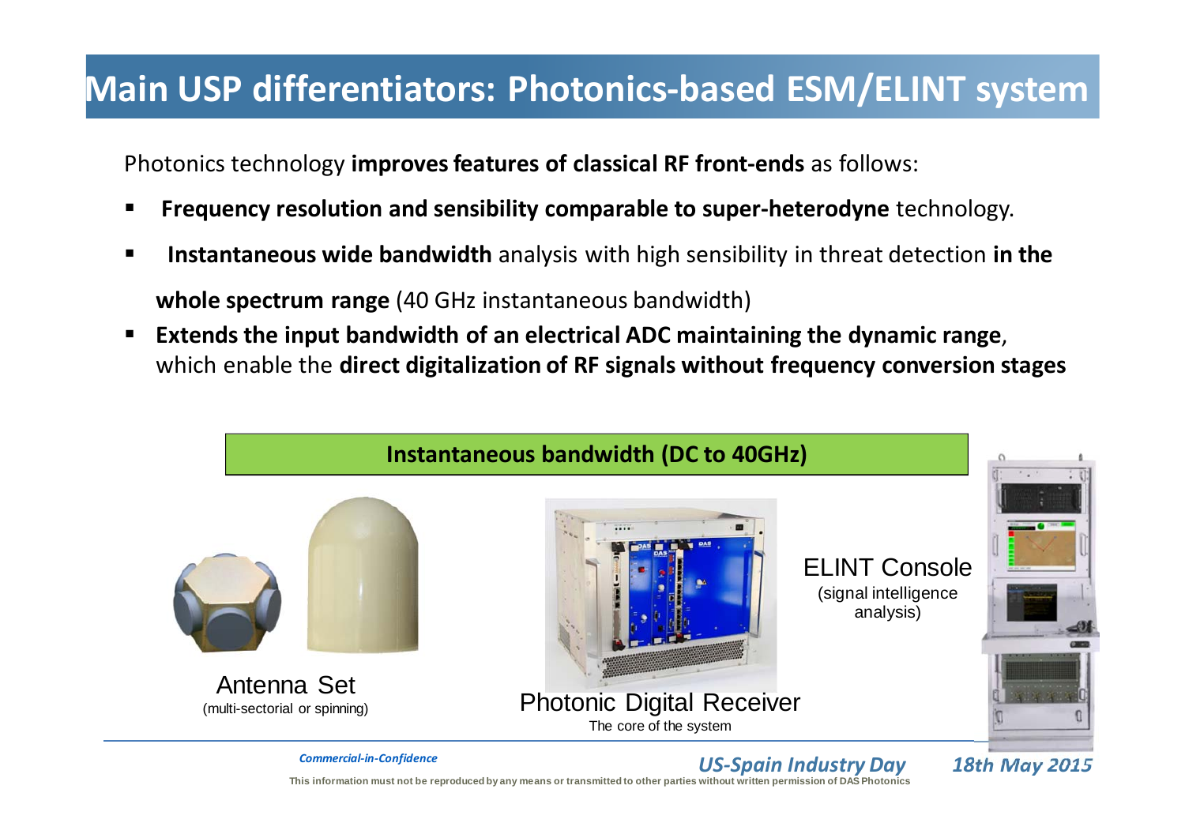# Main USP differentiators: Photonics-based ESM/ELINT system

Photonics technology **improves features of classical RF front-ends** as follows:

- **Frequency resolution and sensibility comparable to super-heterodyne** technology.
- **Instantaneous wide bandwidth** analysis with high sensibility in threat detection **in the whole spectrum range** (40 GHz instantaneous bandwidth)
- **Extends the input bandwidth of an electrical ADC maintaining the dynamic range**, which enable the **direct digitalization of RF signals without frequency conversion stages**

**Instantaneous bandwidth (DC to 40GHz)**

Antenna Set
(multi-sectorial or spinning)

Photonic Digital Receiver
The core of the system

ELINT Console
(signal intelligence analysis)

*Commercial-in-Confidence*

This information must not be reproduced by any means or transmitted to other parties without written permission of DAS Photonics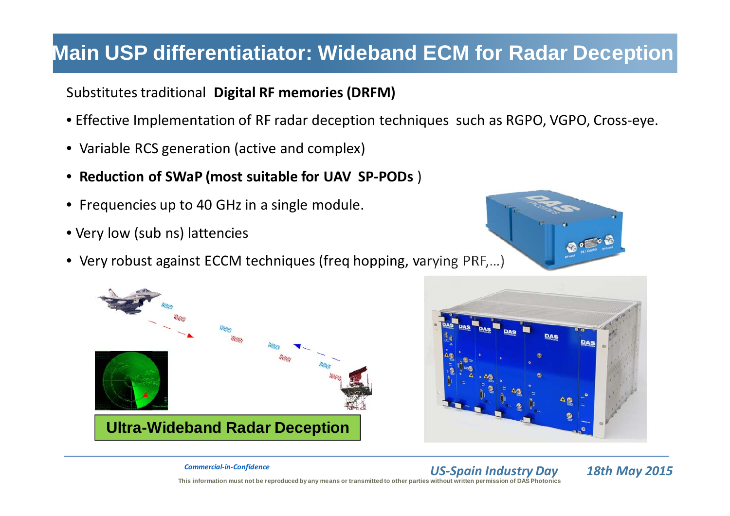# Main USP differentiatiator: Wideband ECM for Radar Deception

Substitutes traditional **Digital RF memories (DRFM)**

- Effective Implementation of RF radar deception techniques such as RGPO, VGPO, Cross-eye.
- Variable RCS generation (active and complex)
- **Reduction of SWaP (most suitable for UAV SP-PODs** )
- Frequencies up to 40 GHz in a single module.
- Very low (sub ns) lattencies
- Very robust against ECCM techniques (freq hopping, varying PRF,…)

**Ultra-Wideband Radar Deception**

*Commercial-in-Confidence*

**This information must not be reproduced by any means or transmitted to other parties without written permission of DAS Photonics**